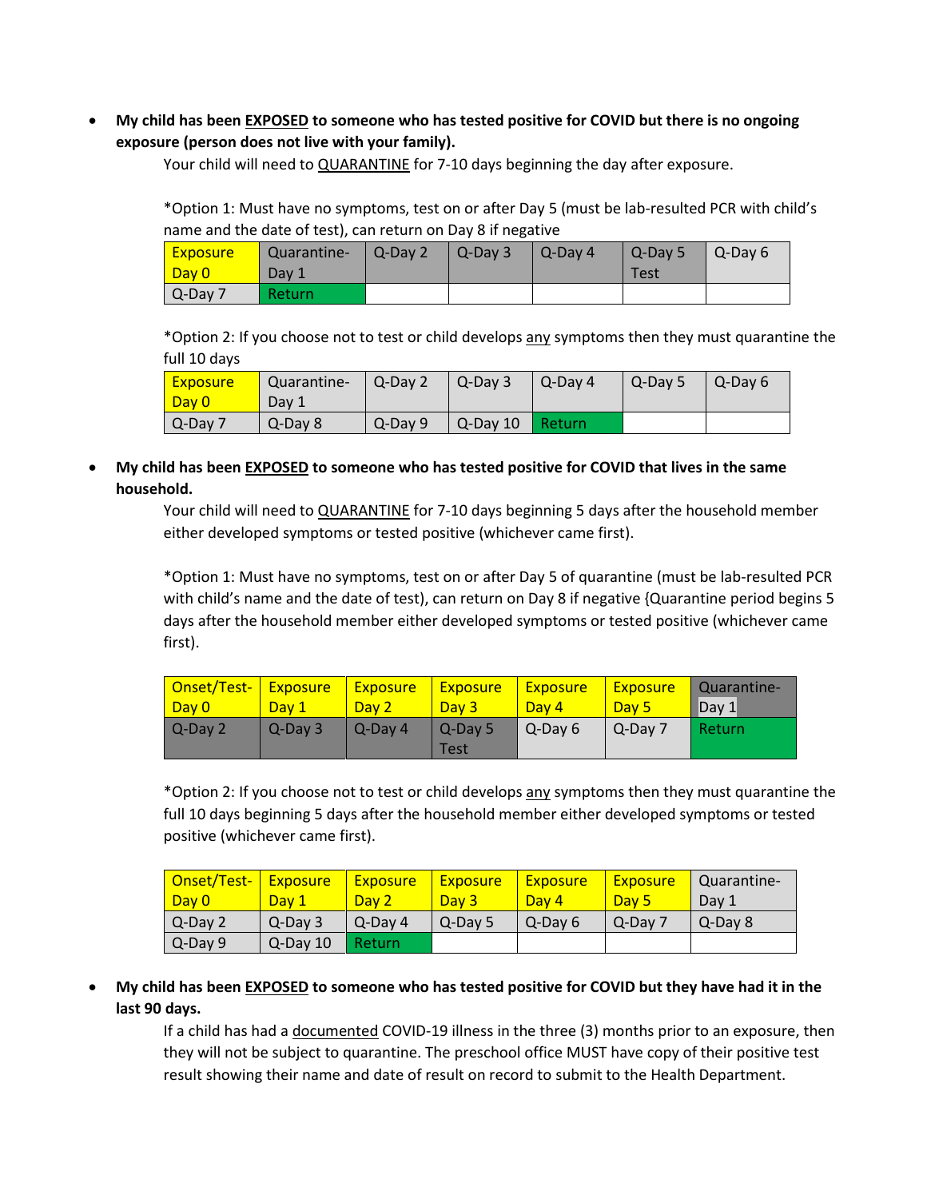- **My child has been <u>EXPOSED</u> to someone who has tested positive for COVID but there is no ongoing exposure (person does not live with your family).**

  Your child will need to <u>QUARANTINE</u> for 7-10 days beginning the day after exposure.

  *Option 1: Must have no symptoms, test on or after Day 5 (must be lab-resulted PCR with child's name and the date of test), can return on Day 8 if negative

| Exposure Day 0 | Quarantine-Day 1 | Q-Day 2 | Q-Day 3 | Q-Day 4 | Q-Day 5 Test | Q-Day 6 |
|---|---|---|---|---|---|---|
| Q-Day 7 | Return | | | | | |

  *Option 2: If you choose not to test or child develops *any* symptoms then they must quarantine the full 10 days

| Exposure Day 0 | Quarantine-Day 1 | Q-Day 2 | Q-Day 3 | Q-Day 4 | Q-Day 5 | Q-Day 6 |
|---|---|---|---|---|---|---|
| Q-Day 7 | Q-Day 8 | Q-Day 9 | Q-Day 10 | Return | | |

- **My child has been <u>EXPOSED</u> to someone who has tested positive for COVID that lives in the same household.**

  Your child will need to <u>QUARANTINE</u> for 7-10 days beginning 5 days after the household member either developed symptoms or tested positive (whichever came first).

  *Option 1: Must have no symptoms, test on or after Day 5 of quarantine (must be lab-resulted PCR with child's name and the date of test), can return on Day 8 if negative {Quarantine period begins 5 days after the household member either developed symptoms or tested positive (whichever came first).

| Onset/Test-Day 0 | Exposure Day 1 | Exposure Day 2 | Exposure Day 3 | Exposure Day 4 | Exposure Day 5 | Quarantine-Day 1 |
|---|---|---|---|---|---|---|
| Q-Day 2 | Q-Day 3 | Q-Day 4 | Q-Day 5 Test | Q-Day 6 | Q-Day 7 | Return |

  *Option 2: If you choose not to test or child develops *any* symptoms then they must quarantine the full 10 days beginning 5 days after the household member either developed symptoms or tested positive (whichever came first).

| Onset/Test-Day 0 | Exposure Day 1 | Exposure Day 2 | Exposure Day 3 | Exposure Day 4 | Exposure Day 5 | Quarantine-Day 1 |
|---|---|---|---|---|---|---|
| Q-Day 2 | Q-Day 3 | Q-Day 4 | Q-Day 5 | Q-Day 6 | Q-Day 7 | Q-Day 8 |
| Q-Day 9 | Q-Day 10 | Return | | | | |

- **My child has been <u>EXPOSED</u> to someone who has tested positive for COVID but they have had it in the last 90 days.**

  If a child has had a <u>documented</u> COVID-19 illness in the three (3) months prior to an exposure, then they will not be subject to quarantine. The preschool office MUST have copy of their positive test result showing their name and date of result on record to submit to the Health Department.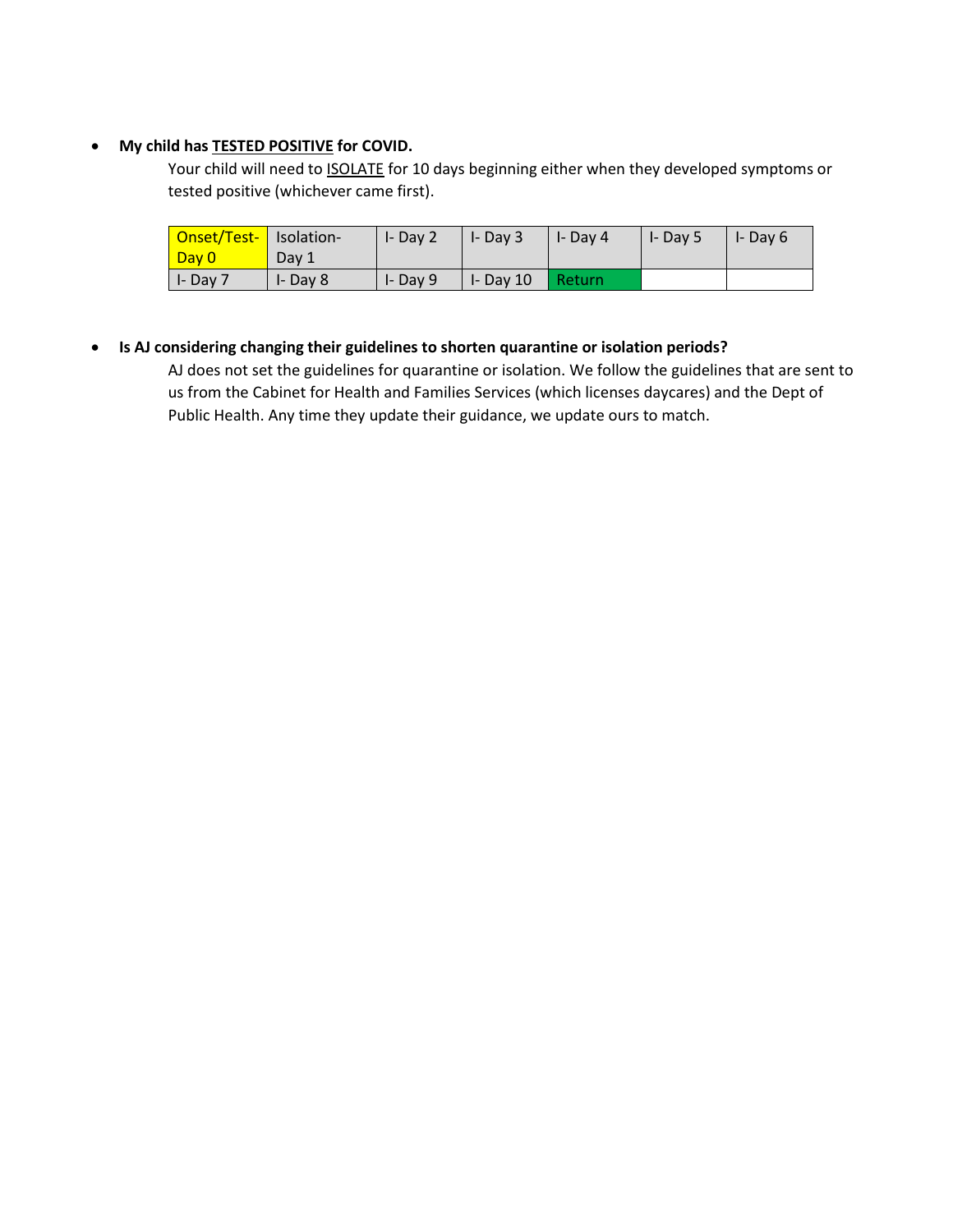- **My child has TESTED POSITIVE for COVID.**

  Your child will need to ISOLATE for 10 days beginning either when they developed symptoms or tested positive (whichever came first).

| | | | | | | |
|---|---|---|---|---|---|---|
| Onset/Test-Day 0 | Isolation-Day 1 | I- Day 2 | I- Day 3 | I- Day 4 | I- Day 5 | I- Day 6 |
| I- Day 7 | I- Day 8 | I- Day 9 | I- Day 10 | Return | | |

- **Is AJ considering changing their guidelines to shorten quarantine or isolation periods?**

  AJ does not set the guidelines for quarantine or isolation. We follow the guidelines that are sent to us from the Cabinet for Health and Families Services (which licenses daycares) and the Dept of Public Health. Any time they update their guidance, we update ours to match.